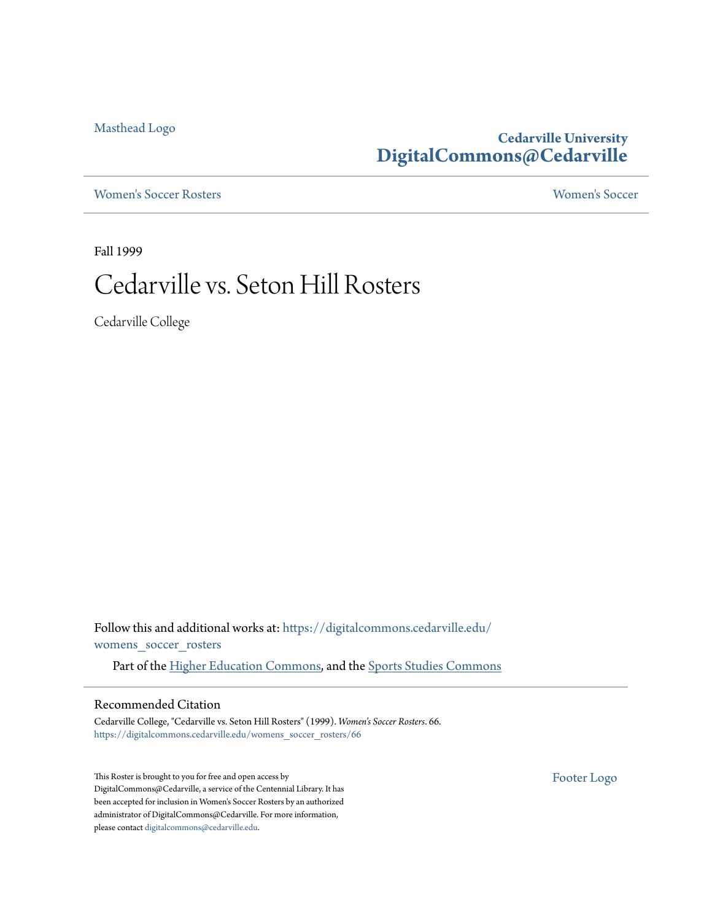Masthead Logo

Cedarville University
**DigitalCommons@Cedarville**

Women's Soccer Rosters | Women's Soccer

Fall 1999

# Cedarville vs. Seton Hill Rosters

Cedarville College

Follow this and additional works at: https://digitalcommons.cedarville.edu/womens_soccer_rosters

Part of the Higher Education Commons, and the Sports Studies Commons

## Recommended Citation

Cedarville College, "Cedarville vs. Seton Hill Rosters" (1999). *Women's Soccer Rosters*. 66.
https://digitalcommons.cedarville.edu/womens_soccer_rosters/66

This Roster is brought to you for free and open access by DigitalCommons@Cedarville, a service of the Centennial Library. It has been accepted for inclusion in Women's Soccer Rosters by an authorized administrator of DigitalCommons@Cedarville. For more information, please contact digitalcommons@cedarville.edu.

Footer Logo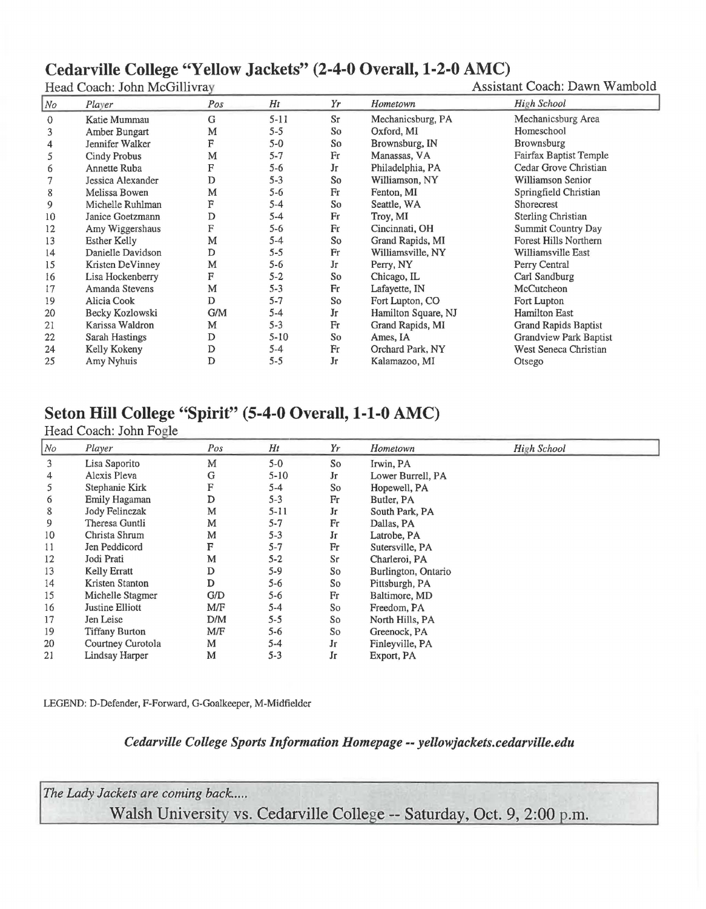## Cedarville College "Yellow Jackets" (2-4-0 Overall, 1-2-0 AMC)

Head Coach: John McGillivray    Assistant Coach: Dawn Wambold

| No | Player | Pos | Ht | Yr | Hometown | High School |
|---|---|---|---|---|---|---|
| 0 | Katie Mummau | G | 5-11 | Sr | Mechanicsburg, PA | Mechanicsburg Area |
| 3 | Amber Bungart | M | 5-5 | So | Oxford, MI | Homeschool |
| 4 | Jennifer Walker | F | 5-0 | So | Brownsburg, IN | Brownsburg |
| 5 | Cindy Probus | M | 5-7 | Fr | Manassas, VA | Fairfax Baptist Temple |
| 6 | Annette Ruba | F | 5-6 | Jr | Philadelphia, PA | Cedar Grove Christian |
| 7 | Jessica Alexander | D | 5-3 | So | Williamson, NY | Williamson Senior |
| 8 | Melissa Bowen | M | 5-6 | Fr | Fenton, MI | Springfield Christian |
| 9 | Michelle Ruhlman | F | 5-4 | So | Seattle, WA | Shorecrest |
| 10 | Janice Goetzmann | D | 5-4 | Fr | Troy, MI | Sterling Christian |
| 12 | Amy Wiggershaus | F | 5-6 | Fr | Cincinnati, OH | Summit Country Day |
| 13 | Esther Kelly | M | 5-4 | So | Grand Rapids, MI | Forest Hills Northern |
| 14 | Danielle Davidson | D | 5-5 | Fr | Williamsville, NY | Williamsville East |
| 15 | Kristen DeVinney | M | 5-6 | Jr | Perry, NY | Perry Central |
| 16 | Lisa Hockenberry | F | 5-2 | So | Chicago, IL | Carl Sandburg |
| 17 | Amanda Stevens | M | 5-3 | Fr | Lafayette, IN | McCutcheon |
| 19 | Alicia Cook | D | 5-7 | So | Fort Lupton, CO | Fort Lupton |
| 20 | Becky Kozlowski | G/M | 5-4 | Jr | Hamilton Square, NJ | Hamilton East |
| 21 | Karissa Waldron | M | 5-3 | Fr | Grand Rapids, MI | Grand Rapids Baptist |
| 22 | Sarah Hastings | D | 5-10 | So | Ames, IA | Grandview Park Baptist |
| 24 | Kelly Kokeny | D | 5-4 | Fr | Orchard Park, NY | West Seneca Christian |
| 25 | Amy Nyhuis | D | 5-5 | Jr | Kalamazoo, MI | Otsego |

## Seton Hill College "Spirit" (5-4-0 Overall, 1-1-0 AMC)

Head Coach: John Fogle

| No | Player | Pos | Ht | Yr | Hometown | High School |
|---|---|---|---|---|---|---|
| 3 | Lisa Saporito | M | 5-0 | So | Irwin, PA | |
| 4 | Alexis Pleva | G | 5-10 | Jr | Lower Burrell, PA | |
| 5 | Stephanie Kirk | F | 5-4 | So | Hopewell, PA | |
| 6 | Emily Hagaman | D | 5-3 | Fr | Butler, PA | |
| 8 | Jody Felinczak | M | 5-11 | Jr | South Park, PA | |
| 9 | Theresa Guntli | M | 5-7 | Fr | Dallas, PA | |
| 10 | Christa Shrum | M | 5-3 | Jr | Latrobe, PA | |
| 11 | Jen Peddicord | F | 5-7 | Fr | Sutersville, PA | |
| 12 | Jodi Prati | M | 5-2 | Sr | Charleroi, PA | |
| 13 | Kelly Erratt | D | 5-9 | So | Burlington, Ontario | |
| 14 | Kristen Stanton | D | 5-6 | So | Pittsburgh, PA | |
| 15 | Michelle Stagmer | G/D | 5-6 | Fr | Baltimore, MD | |
| 16 | Justine Elliott | M/F | 5-4 | So | Freedom, PA | |
| 17 | Jen Leise | D/M | 5-5 | So | North Hills, PA | |
| 19 | Tiffany Burton | M/F | 5-6 | So | Greenock, PA | |
| 20 | Courtney Curotola | M | 5-4 | Jr | Finleyville, PA | |
| 21 | Lindsay Harper | M | 5-3 | Jr | Export, PA | |

LEGEND: D-Defender, F-Forward, G-Goalkeeper, M-Midfielder

***Cedarville College Sports Information Homepage -- yellowjackets.cedarville.edu***

*The Lady Jackets are coming back.....*

Walsh University vs. Cedarville College -- Saturday, Oct. 9, 2:00 p.m.